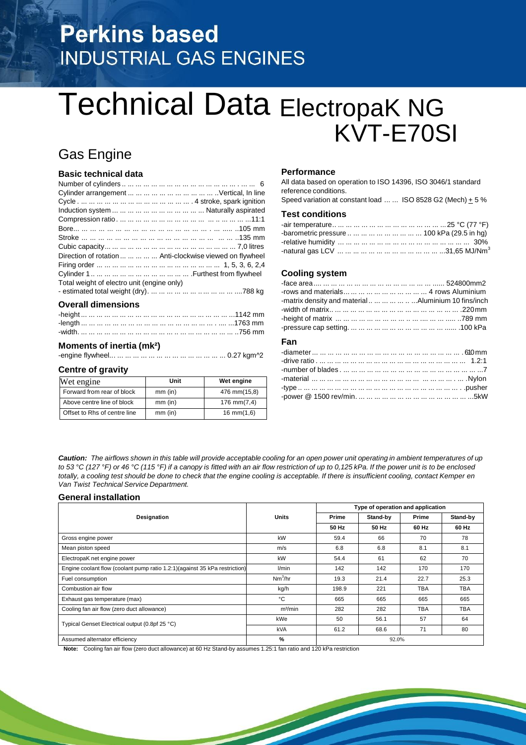# Perkins based INDUSTRIAL GAS ENGINES

# Technical Data ElectropaK NG KVT-E70SI

## Gas Engine

### Basic technical data

Number of cylinders .. ... ... ... ... ... ... ... ... ... ... ... ... . ... ... 6
Cylinder arrangement ... ... ... ... ... ... ... ... ... ... ... ..Vertical, In line
Cycle . ... ... ... ... ... ... ... ... ... ... ... ... ... . 4 stroke, spark ignition
Induction system ... ... ... ... ... ... ... ... ... ... ... Naturally aspirated
Compression ratio . ... ... ... ... ... ... ... ... ... ... ... .. ... ... ... ...11:1
Bore... ... ... ... ... ... ... ... ... ... ... ... ... ... ... . ... ..... ..105 mm
Stroke ... ... ... ... ... ... ... ... ... ... ... ... ... ... ... ... ... ... ..135 mm
Cubic capacity... ... ... ... ... ... ... ... ... ... ... ... ... ... ... ... 7,0 litres
Direction of rotation ... ... ... ... ... Anti-clockwise viewed on flywheel
Firing order ... ... ... ... ... ... ... ... ... ... ... ... ... ... ... ... 1, 5, 3, 6, 2,4
Cylinder 1 .. ... ... ... ... ... ... ... ... ... ... ... .Furthest from flywheel
Total weight of electro unit (engine only)
- estimated total weight (dry). ... ... ... ... ... .. ... ... ... ... ....788 kg

### Overall dimensions

-height ... ... ... ... ... ... ... ... ... ... ... ... ... ... ... ... ... ... ...1142 mm
-length ... ... ... ... ... ... ... ... ... ... ... ... ... ... ... ... . .... ...1763 mm
-width. ... ... ... ... ... ... ... ... ... ... ... ... ... ... ... ... ... ... ..756 mm

### Moments of inertia (mk²)

-engine flywheel... ... ... ... ... ... ... ... ... ... ... ... ... 0.27 kgm^2

### Centre of gravity

| Wet engine | Unit | Wet engine |
|---|---|---|
| Forward from rear of block | mm (in) | 476 mm(15,8) |
| Above centre line of block | mm (in) | 176 mm(7,4) |
| Offset to Rhs of centre line | mm (in) | 16 mm(1,6) |

### Performance

All data based on operation to ISO 14396, ISO 3046/1 standard reference conditions.
Speed variation at constant load ... ... ISO 8528 G2 (Mech) ± 5 %

### Test conditions

-air temperature.. ... ... ... ... ... ... ... ... ... ... ... ... 25 °C (77 °F)
-barometric pressure .. ... ... ... ... ... ... ... ... 100 kPa (29.5 in hg)
-relative humidity ... ... ... ... ... ... ... ... ... ... ... ... ... ... ... 30%
-natural gas LCV ... ... ... ... ... ... ... ... ... ... ... ... ...31,65 MJ/Nm$^3$

### Cooling system

-face area.... ... ... ... ... ... ... ... ... ... ... ... ... ...... 524800mm2
-rows and materials... ... ... ... ... ... ... ... ... 4 rows Aluminium
-matrix density and material .. ... ... ... .. ...Aluminium 10 fins/inch
-width of matrix.. ... ... ... ... ... ... ... ... ... ... ... ... ... ... .220mm
-height of matrix ... ... ... ... ... ... ... ... ... ... .... ... ... ..... ..789 mm
-pressure cap setting. ... ... ... ... ... ... ... ... ... ... ...... .100 kPa

### Fan

-diameter ... ... ... ... ... ... ... ... ... ... ... ... ... ... ... ... ... ... . 610 mm
-drive ratio . ... ... ... ... ... ... ... ... ... ... ... ... ... ... ... ... ... 1.2:1
-number of blades . ... ... ... ... ... ... ... ... ... ... ... ... ... ... ... ...7
-material ... ... ... ... ... ... ... ... ... ... ... ... ... ... ... ... . ... .Nylon
-type .. ... ... ... ... ... ... ... ... ... ... ... ... ... ... ... ... ... ... . .pusher
-power @ 1500 rev/min. ... ... ... ... ... ... ... ... ... ... ... ... ...5kW

***Caution:*** *The airflows shown in this table will provide acceptable cooling for an open power unit operating in ambient temperatures of up to 53 °C (127 °F) or 46 °C (115 °F) if a canopy is fitted with an air flow restriction of up to 0,125 kPa. If the power unit is to be enclosed totally, a cooling test should be done to check that the engine cooling is acceptable. If there is insufficient cooling, contact Kemper en Van Twist Technical Service Department.*

### General installation

| Designation | Units | Type of operation and application | | | |
|---|---|---|---|---|---|
| | | Prime | Stand-by | Prime | Stand-by |
| | | 50 Hz | 50 Hz | 60 Hz | 60 Hz |
| Gross engine power | kW | 59.4 | 66 | 70 | 78 |
| Mean piston speed | m/s | 6.8 | 6.8 | 8.1 | 8.1 |
| ElectropaK net engine power | kW | 54.4 | 61 | 62 | 70 |
| Engine coolant flow (coolant pump ratio 1.2:1)(against 35 kPa restriction) | l/min | 142 | 142 | 170 | 170 |
| Fuel consumption | Nm$^3$/hr | 19.3 | 21.4 | 22.7 | 25.3 |
| Combustion air flow | kg/h | 198.9 | 221 | TBA | TBA |
| Exhaust gas temperature (max) | °C | 665 | 665 | 665 | 665 |
| Cooling fan air flow (zero duct allowance) | m³/min | 282 | 282 | TBA | TBA |
| Typical Genset Electrical output (0.8pf 25 °C) | kWe | 50 | 56.1 | 57 | 64 |
| | kVA | 61.2 | 68.6 | 71 | 80 |
| Assumed alternator efficiency | % | 92.0% | | | |

**Note:** Cooling fan air flow (zero duct allowance) at 60 Hz Stand-by assumes 1.25:1 fan ratio and 120 kPa restriction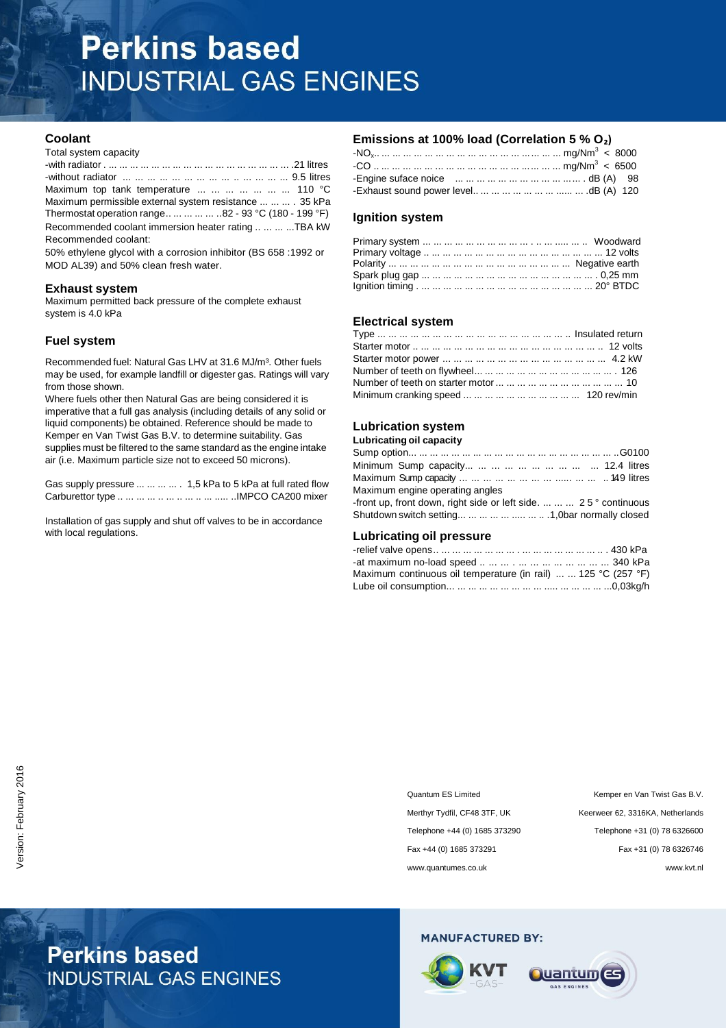# Perkins based
INDUSTRIAL GAS ENGINES

## Coolant

Total system capacity

-with radiator . ... ... ... ... ... ... ... ... ... ... ... ... ... ... ... ... .21 litres

-without radiator ... ... ... ... ... ... ... ... ... .. ... ... ... ... 9.5 litres

Maximum top tank temperature ... ... ... ... ... ... ... 110 °C

Maximum permissible external system resistance ... ... ... . 35 kPa

Thermostat operation range.. ... ... ... ... ..82 - 93 °C (180 - 199 °F)

Recommended coolant immersion heater rating .. ... ... ...TBA kW

Recommended coolant:

50% ethylene glycol with a corrosion inhibitor (BS 658 :1992 or MOD AL39) and 50% clean fresh water.

## Exhaust system

Maximum permitted back pressure of the complete exhaust system is 4.0 kPa

## Fuel system

Recommended fuel: Natural Gas LHV at 31.6 MJ/m³. Other fuels may be used, for example landfill or digester gas. Ratings will vary from those shown.

Where fuels other then Natural Gas are being considered it is imperative that a full gas analysis (including details of any solid or liquid components) be obtained. Reference should be made to Kemper en Van Twist Gas B.V. to determine suitability. Gas supplies must be filtered to the same standard as the engine intake air (i.e. Maximum particle size not to exceed 50 microns).

Gas supply pressure ... ... ... ... . 1,5 kPa to 5 kPa at full rated flow

Carburettor type .. ... ... ... .. ... .. ... .. ... ..... ..IMPCO CA200 mixer

Installation of gas supply and shut off valves to be in accordance with local regulations.

## Emissions at 100% load (Correlation 5 % $O_2$)

-$NO_x$.. ... ... ... ... ... ... ... ... ... ... ... ... ... ... ... ... mg/Nm³ < 8000

-CO .. ... ... ... ... ... ... ... ... ... ... ... ... ... ... ... ... ... mg/Nm³ < 6500

-Engine suface noice ... ... ... ... ... ... ... ... ... ... ... . dB (A) 98

-Exhaust sound power level.. ... ... ... ... ... ... ...... ... .dB (A) 120

## Ignition system

Primary system ... ... ... ... ... ... ... ... ... . .. ... ..... ... .. Woodward

Primary voltage .. ... ... ... ... ... ... ... ... ... ... ... ... ... ... 12 volts

Polarity ... ... ... ... ... ... ... ... ... ... ... ... ... ... ... ... Negative earth

Spark plug gap ... ... ... ... ... ... ... ... ... ... ... ... ... ... ... . 0,25 mm

Ignition timing . ... ... ... ... ... ... ... ... ... ... ... ... ... ... ... 20° BTDC

## Electrical system

Type ... ... ... ... ... ... ... ... ... ... ... ... ... ... ... ... ... .. Insulated return

Starter motor .. ... ... ... ... ... ... ... ... ... ... ... ... ... ... ... .. 12 volts

Starter motor power ... ... ... ... ... ... ... ... ... ... ... ... ... 4.2 kW

Number of teeth on flywheel... ... ... ... ... ... ... ... ... ... ... . 126

Number of teeth on starter motor ... ... ... ... ... ... ... ... ... ... 10

Minimum cranking speed ... ... ... ... ... ... ... ... ... ... 120 rev/min

## Lubrication system

**Lubricating oil capacity**

Sump option... ... ... ... ... ... ... ... ... ... ... ... ... ... ... ... ..G0100

Minimum Sump capacity... ... ... ... ... ... ... ... ... ... 12.4 litres

Maximum Sump capacity ... ... ... ... ... ... ... ...... ... ... .. 149 litres

Maximum engine operating angles

-front up, front down, right side or left side. ... ... ... 2 5 ° continuous

Shutdown switch setting... ... ... ... ..... ... .. .1,0bar normally closed

## Lubricating oil pressure

-relief valve opens.. ... ... ... ... ... ... . ... ... ... ... ... ... .. . 430 kPa

-at maximum no-load speed .. ... ... . ... ... ... ... ... ... ... 340 kPa

Maximum continuous oil temperature (in rail) ... ... 125 °C (257 °F)

Lube oil consumption... ... ... ... ... ... ... ... ..... ... ... ... ...0,03kg/h

Version: February 2016

Quantum ES Limited
Merthyr Tydfil, CF48 3TF, UK
Telephone +44 (0) 1685 373290
Fax +44 (0) 1685 373291
www.quantumes.co.uk

Kemper en Van Twist Gas B.V.
Keerweer 62, 3316KA, Netherlands
Telephone +31 (0) 78 6326600
Fax +31 (0) 78 6326746
www.kvt.nl

Perkins based
INDUSTRIAL GAS ENGINES

MANUFACTURED BY: